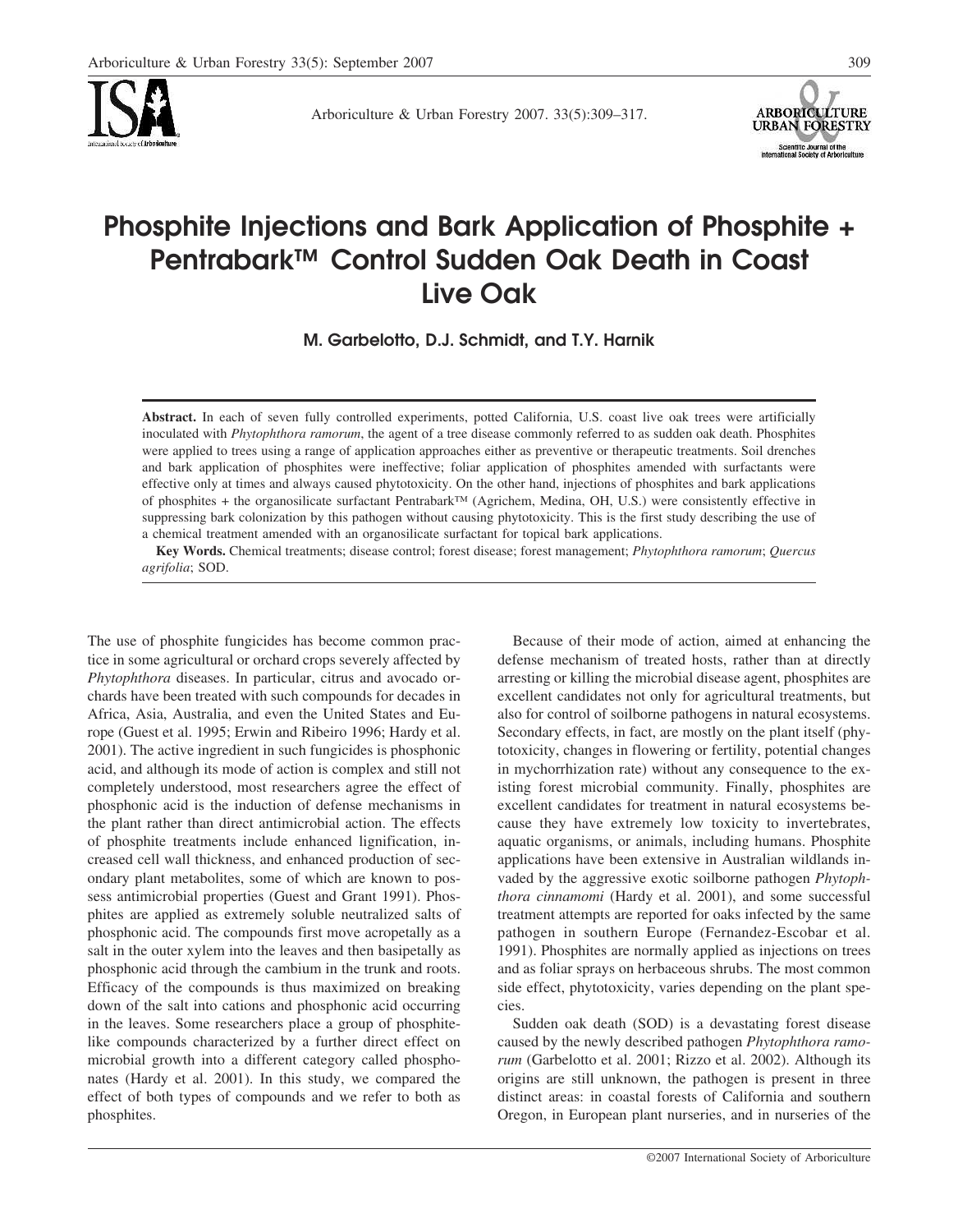# Phosphite Injections and Bark Application of Phosphite + Pentrabark™ Control Sudden Oak Death in Coast Live Oak

**M. Garbelotto, D.J. Schmidt, and T.Y. Harnik**

**Abstract.** In each of seven fully controlled experiments, potted California, U.S. coast live oak trees were artificially inoculated with *Phytophthora ramorum*, the agent of a tree disease commonly referred to as sudden oak death. Phosphites were applied to trees using a range of application approaches either as preventive or therapeutic treatments. Soil drenches and bark application of phosphites were ineffective; foliar application of phosphites amended with surfactants were effective only at times and always caused phytotoxicity. On the other hand, injections of phosphites and bark applications of phosphites + the organosilicate surfactant Pentrabark™ (Agrichem, Medina, OH, U.S.) were consistently effective in suppressing bark colonization by this pathogen without causing phytotoxicity. This is the first study describing the use of a chemical treatment amended with an organosilicate surfactant for topical bark applications.

**Key Words.** Chemical treatments; disease control; forest disease; forest management; *Phytophthora ramorum*; *Quercus agrifolia*; SOD.

The use of phosphite fungicides has become common practice in some agricultural or orchard crops severely affected by *Phytophthora* diseases. In particular, citrus and avocado orchards have been treated with such compounds for decades in Africa, Asia, Australia, and even the United States and Europe (Guest et al. 1995; Erwin and Ribeiro 1996; Hardy et al. 2001). The active ingredient in such fungicides is phosphonic acid, and although its mode of action is complex and still not completely understood, most researchers agree the effect of phosphonic acid is the induction of defense mechanisms in the plant rather than direct antimicrobial action. The effects of phosphite treatments include enhanced lignification, increased cell wall thickness, and enhanced production of secondary plant metabolites, some of which are known to possess antimicrobial properties (Guest and Grant 1991). Phosphites are applied as extremely soluble neutralized salts of phosphonic acid. The compounds first move acropetally as a salt in the outer xylem into the leaves and then basipetally as phosphonic acid through the cambium in the trunk and roots. Efficacy of the compounds is thus maximized on breaking down of the salt into cations and phosphonic acid occurring in the leaves. Some researchers place a group of phosphite-like compounds characterized by a further direct effect on microbial growth into a different category called phosphonates (Hardy et al. 2001). In this study, we compared the effect of both types of compounds and we refer to both as phosphites.

Because of their mode of action, aimed at enhancing the defense mechanism of treated hosts, rather than at directly arresting or killing the microbial disease agent, phosphites are excellent candidates not only for agricultural treatments, but also for control of soilborne pathogens in natural ecosystems. Secondary effects, in fact, are mostly on the plant itself (phytotoxicity, changes in flowering or fertility, potential changes in mychorrhization rate) without any consequence to the existing forest microbial community. Finally, phosphites are excellent candidates for treatment in natural ecosystems because they have extremely low toxicity to invertebrates, aquatic organisms, or animals, including humans. Phosphite applications have been extensive in Australian wildlands invaded by the aggressive exotic soilborne pathogen *Phytophthora cinnamomi* (Hardy et al. 2001), and some successful treatment attempts are reported for oaks infected by the same pathogen in southern Europe (Fernandez-Escobar et al. 1991). Phosphites are normally applied as injections on trees and as foliar sprays on herbaceous shrubs. The most common side effect, phytotoxicity, varies depending on the plant species.

Sudden oak death (SOD) is a devastating forest disease caused by the newly described pathogen *Phytophthora ramorum* (Garbelotto et al. 2001; Rizzo et al. 2002). Although its origins are still unknown, the pathogen is present in three distinct areas: in coastal forests of California and southern Oregon, in European plant nurseries, and in nurseries of the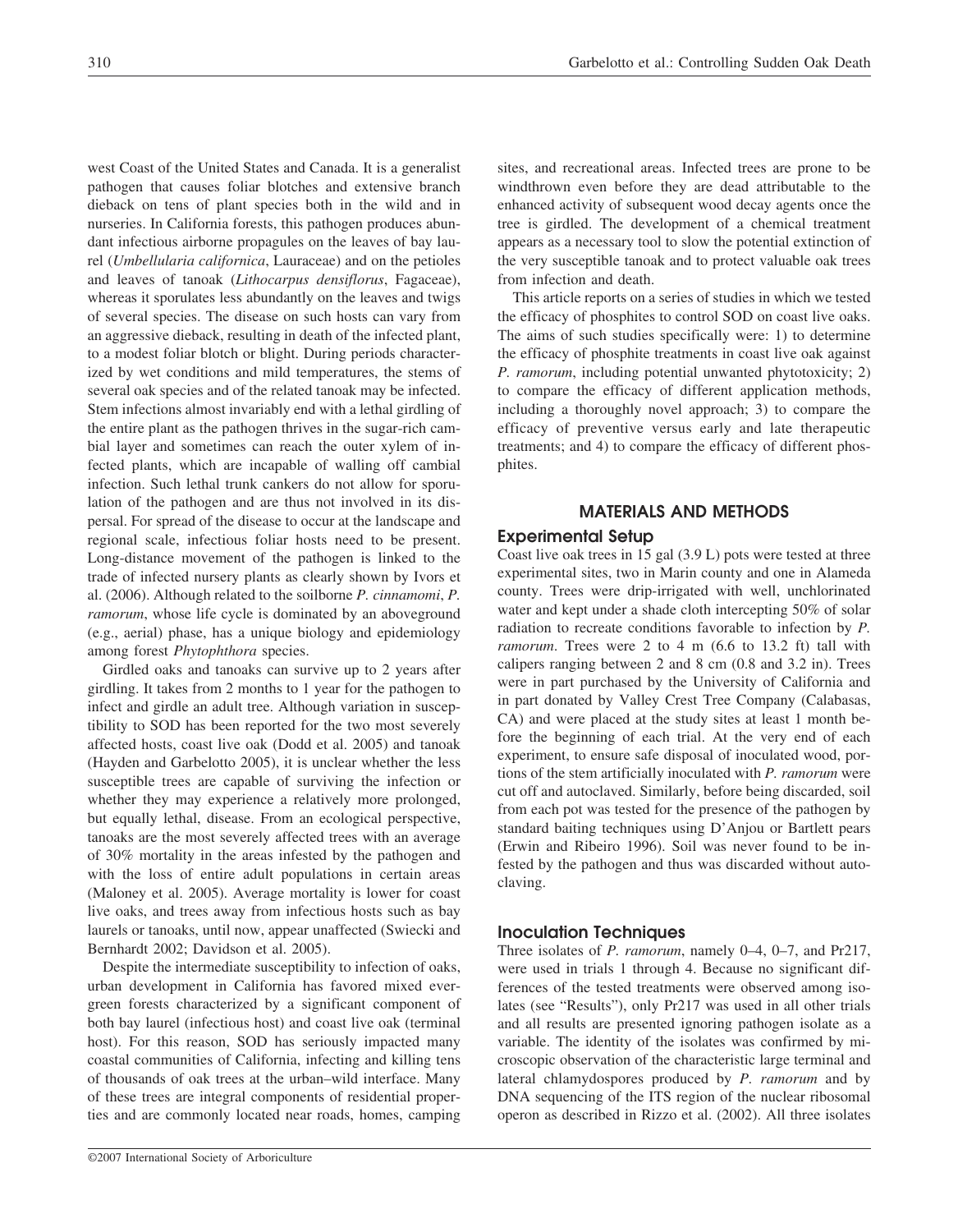west Coast of the United States and Canada. It is a generalist pathogen that causes foliar blotches and extensive branch dieback on tens of plant species both in the wild and in nurseries. In California forests, this pathogen produces abundant infectious airborne propagules on the leaves of bay laurel (*Umbellularia californica*, Lauraceae) and on the petioles and leaves of tanoak (*Lithocarpus densiflorus*, Fagaceae), whereas it sporulates less abundantly on the leaves and twigs of several species. The disease on such hosts can vary from an aggressive dieback, resulting in death of the infected plant, to a modest foliar blotch or blight. During periods characterized by wet conditions and mild temperatures, the stems of several oak species and of the related tanoak may be infected. Stem infections almost invariably end with a lethal girdling of the entire plant as the pathogen thrives in the sugar-rich cambial layer and sometimes can reach the outer xylem of infected plants, which are incapable of walling off cambial infection. Such lethal trunk cankers do not allow for sporulation of the pathogen and are thus not involved in its dispersal. For spread of the disease to occur at the landscape and regional scale, infectious foliar hosts need to be present. Long-distance movement of the pathogen is linked to the trade of infected nursery plants as clearly shown by Ivors et al. (2006). Although related to the soilborne *P. cinnamomi*, *P. ramorum*, whose life cycle is dominated by an aboveground (e.g., aerial) phase, has a unique biology and epidemiology among forest *Phytophthora* species.

Girdled oaks and tanoaks can survive up to 2 years after girdling. It takes from 2 months to 1 year for the pathogen to infect and girdle an adult tree. Although variation in susceptibility to SOD has been reported for the two most severely affected hosts, coast live oak (Dodd et al. 2005) and tanoak (Hayden and Garbelotto 2005), it is unclear whether the less susceptible trees are capable of surviving the infection or whether they may experience a relatively more prolonged, but equally lethal, disease. From an ecological perspective, tanoaks are the most severely affected trees with an average of 30% mortality in the areas infested by the pathogen and with the loss of entire adult populations in certain areas (Maloney et al. 2005). Average mortality is lower for coast live oaks, and trees away from infectious hosts such as bay laurels or tanoaks, until now, appear unaffected (Swiecki and Bernhardt 2002; Davidson et al. 2005).

Despite the intermediate susceptibility to infection of oaks, urban development in California has favored mixed evergreen forests characterized by a significant component of both bay laurel (infectious host) and coast live oak (terminal host). For this reason, SOD has seriously impacted many coastal communities of California, infecting and killing tens of thousands of oak trees at the urban–wild interface. Many of these trees are integral components of residential properties and are commonly located near roads, homes, camping sites, and recreational areas. Infected trees are prone to be windthrown even before they are dead attributable to the enhanced activity of subsequent wood decay agents once the tree is girdled. The development of a chemical treatment appears as a necessary tool to slow the potential extinction of the very susceptible tanoak and to protect valuable oak trees from infection and death.

This article reports on a series of studies in which we tested the efficacy of phosphites to control SOD on coast live oaks. The aims of such studies specifically were: 1) to determine the efficacy of phosphite treatments in coast live oak against *P. ramorum*, including potential unwanted phytotoxicity; 2) to compare the efficacy of different application methods, including a thoroughly novel approach; 3) to compare the efficacy of preventive versus early and late therapeutic treatments; and 4) to compare the efficacy of different phosphites.

## MATERIALS AND METHODS

### Experimental Setup

Coast live oak trees in 15 gal (3.9 L) pots were tested at three experimental sites, two in Marin county and one in Alameda county. Trees were drip-irrigated with well, unchlorinated water and kept under a shade cloth intercepting 50% of solar radiation to recreate conditions favorable to infection by *P. ramorum*. Trees were 2 to 4 m (6.6 to 13.2 ft) tall with calipers ranging between 2 and 8 cm (0.8 and 3.2 in). Trees were in part purchased by the University of California and in part donated by Valley Crest Tree Company (Calabasas, CA) and were placed at the study sites at least 1 month before the beginning of each trial. At the very end of each experiment, to ensure safe disposal of inoculated wood, portions of the stem artificially inoculated with *P. ramorum* were cut off and autoclaved. Similarly, before being discarded, soil from each pot was tested for the presence of the pathogen by standard baiting techniques using D'Anjou or Bartlett pears (Erwin and Ribeiro 1996). Soil was never found to be infested by the pathogen and thus was discarded without autoclaving.

### Inoculation Techniques

Three isolates of *P. ramorum*, namely 0–4, 0–7, and Pr217, were used in trials 1 through 4. Because no significant differences of the tested treatments were observed among isolates (see "Results"), only Pr217 was used in all other trials and all results are presented ignoring pathogen isolate as a variable. The identity of the isolates was confirmed by microscopic observation of the characteristic large terminal and lateral chlamydospores produced by *P. ramorum* and by DNA sequencing of the ITS region of the nuclear ribosomal operon as described in Rizzo et al. (2002). All three isolates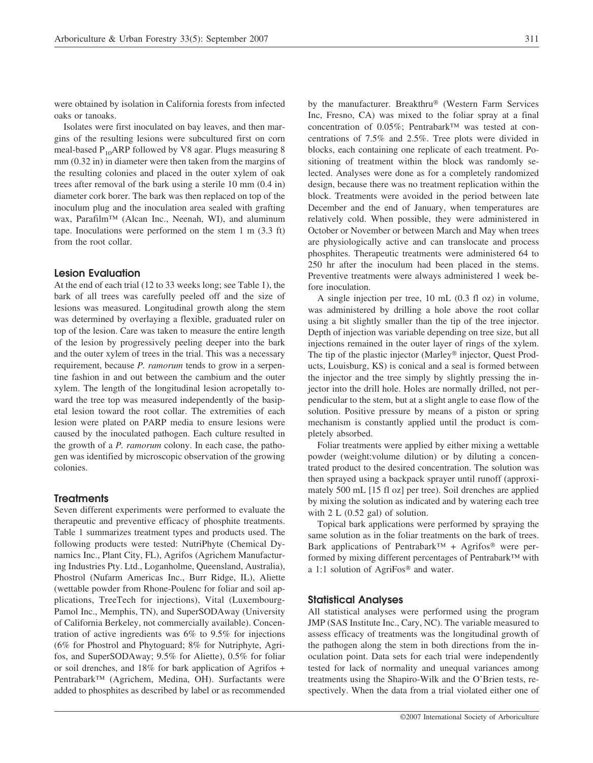were obtained by isolation in California forests from infected oaks or tanoaks.

Isolates were first inoculated on bay leaves, and then margins of the resulting lesions were subcultured first on corn meal-based $P_{10}$ARP followed by V8 agar. Plugs measuring 8 mm (0.32 in) in diameter were then taken from the margins of the resulting colonies and placed in the outer xylem of oak trees after removal of the bark using a sterile 10 mm (0.4 in) diameter cork borer. The bark was then replaced on top of the inoculum plug and the inoculation area sealed with grafting wax, Parafilm™ (Alcan Inc., Neenah, WI), and aluminum tape. Inoculations were performed on the stem 1 m (3.3 ft) from the root collar.

### Lesion Evaluation

At the end of each trial (12 to 33 weeks long; see Table 1), the bark of all trees was carefully peeled off and the size of lesions was measured. Longitudinal growth along the stem was determined by overlaying a flexible, graduated ruler on top of the lesion. Care was taken to measure the entire length of the lesion by progressively peeling deeper into the bark and the outer xylem of trees in the trial. This was a necessary requirement, because *P. ramorum* tends to grow in a serpentine fashion in and out between the cambium and the outer xylem. The length of the longitudinal lesion acropetally toward the tree top was measured independently of the basipetal lesion toward the root collar. The extremities of each lesion were plated on PARP media to ensure lesions were caused by the inoculated pathogen. Each culture resulted in the growth of a *P. ramorum* colony. In each case, the pathogen was identified by microscopic observation of the growing colonies.

### Treatments

Seven different experiments were performed to evaluate the therapeutic and preventive efficacy of phosphite treatments. Table 1 summarizes treatment types and products used. The following products were tested: NutriPhyte (Chemical Dynamics Inc., Plant City, FL), Agrifos (Agrichem Manufacturing Industries Pty. Ltd., Loganholme, Queensland, Australia), Phostrol (Nufarm Americas Inc., Burr Ridge, IL), Aliette (wettable powder from Rhone-Poulenc for foliar and soil applications, TreeTech for injections), Vital (Luxembourg-Pamol Inc., Memphis, TN), and SuperSODAway (University of California Berkeley, not commercially available). Concentration of active ingredients was 6% to 9.5% for injections (6% for Phostrol and Phytoguard; 8% for Nutriphyte, Agrifos, and SuperSODAway; 9.5% for Aliette), 0.5% for foliar or soil drenches, and 18% for bark application of Agrifos + Pentrabark™ (Agrichem, Medina, OH). Surfactants were added to phosphites as described by label or as recommended by the manufacturer. Breakthru® (Western Farm Services Inc, Fresno, CA) was mixed to the foliar spray at a final concentration of 0.05%; Pentrabark™ was tested at concentrations of 7.5% and 2.5%. Tree plots were divided in blocks, each containing one replicate of each treatment. Positioning of treatment within the block was randomly selected. Analyses were done as for a completely randomized design, because there was no treatment replication within the block. Treatments were avoided in the period between late December and the end of January, when temperatures are relatively cold. When possible, they were administered in October or November or between March and May when trees are physiologically active and can translocate and process phosphites. Therapeutic treatments were administered 64 to 250 hr after the inoculum had been placed in the stems. Preventive treatments were always administered 1 week before inoculation.

A single injection per tree, 10 mL (0.3 fl oz) in volume, was administered by drilling a hole above the root collar using a bit slightly smaller than the tip of the tree injector. Depth of injection was variable depending on tree size, but all injections remained in the outer layer of rings of the xylem. The tip of the plastic injector (Marley® injector, Quest Products, Louisburg, KS) is conical and a seal is formed between the injector and the tree simply by slightly pressing the injector into the drill hole. Holes are normally drilled, not perpendicular to the stem, but at a slight angle to ease flow of the solution. Positive pressure by means of a piston or spring mechanism is constantly applied until the product is completely absorbed.

Foliar treatments were applied by either mixing a wettable powder (weight:volume dilution) or by diluting a concentrated product to the desired concentration. The solution was then sprayed using a backpack sprayer until runoff (approximately 500 mL [15 fl oz] per tree). Soil drenches are applied by mixing the solution as indicated and by watering each tree with 2 L (0.52 gal) of solution.

Topical bark applications were performed by spraying the same solution as in the foliar treatments on the bark of trees. Bark applications of Pentrabark™ + Agrifos® were performed by mixing different percentages of Pentrabark™ with a 1:1 solution of AgriFos® and water.

### Statistical Analyses

All statistical analyses were performed using the program JMP (SAS Institute Inc., Cary, NC). The variable measured to assess efficacy of treatments was the longitudinal growth of the pathogen along the stem in both directions from the inoculation point. Data sets for each trial were independently tested for lack of normality and unequal variances among treatments using the Shapiro-Wilk and the O'Brien tests, respectively. When the data from a trial violated either one of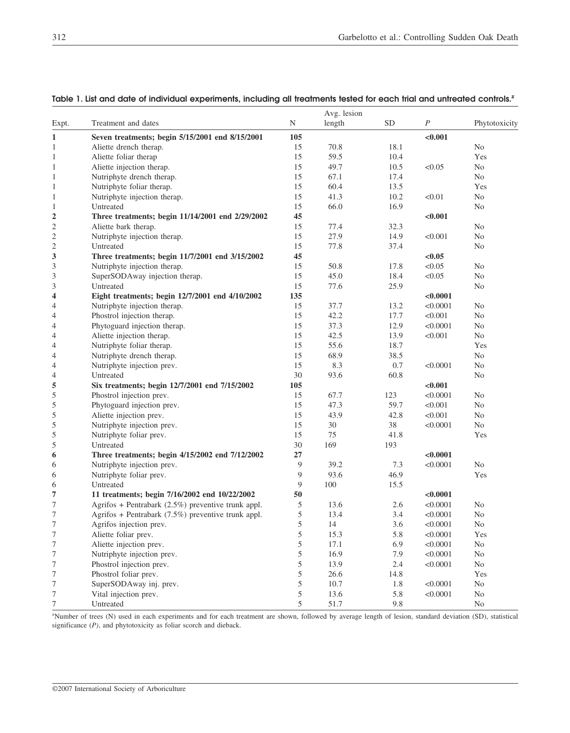Table 1. List and date of individual experiments, including all treatments tested for each trial and untreated controls.[z]

| Expt. | Treatment and dates | N | Avg. lesion length | SD | *P* | Phytotoxicity |
|---|---|---|---|---|---|---|
| **1** | **Seven treatments; begin 5/15/2001 end 8/15/2001** | **105** | | | **<0.001** | |
| 1 | Aliette drench therap. | 15 | 70.8 | 18.1 | | No |
| 1 | Aliette foliar therap | 15 | 59.5 | 10.4 | | Yes |
| 1 | Aliette injection therap. | 15 | 49.7 | 10.5 | <0.05 | No |
| 1 | Nutriphyte drench therap. | 15 | 67.1 | 17.4 | | No |
| 1 | Nutriphyte foliar therap. | 15 | 60.4 | 13.5 | | Yes |
| 1 | Nutriphyte injection therap. | 15 | 41.3 | 10.2 | <0.01 | No |
| 1 | Untreated | 15 | 66.0 | 16.9 | | No |
| **2** | **Three treatments; begin 11/14/2001 end 2/29/2002** | **45** | | | **<0.001** | |
| 2 | Aliette bark therap. | 15 | 77.4 | 32.3 | | No |
| 2 | Nutriphyte injection therap. | 15 | 27.9 | 14.9 | <0.001 | No |
| 2 | Untreated | 15 | 77.8 | 37.4 | | No |
| **3** | **Three treatments; begin 11/7/2001 end 3/15/2002** | **45** | | | **<0.05** | |
| 3 | Nutriphyte injection therap. | 15 | 50.8 | 17.8 | <0.05 | No |
| 3 | SuperSODAway injection therap. | 15 | 45.0 | 18.4 | <0.05 | No |
| 3 | Untreated | 15 | 77.6 | 25.9 | | No |
| **4** | **Eight treatments; begin 12/7/2001 end 4/10/2002** | **135** | | | **<0.0001** | |
| 4 | Nutriphyte injection therap. | 15 | 37.7 | 13.2 | <0.0001 | No |
| 4 | Phostrol injection therap. | 15 | 42.2 | 17.7 | <0.001 | No |
| 4 | Phytoguard injection therap. | 15 | 37.3 | 12.9 | <0.0001 | No |
| 4 | Aliette injection therap. | 15 | 42.5 | 13.9 | <0.001 | No |
| 4 | Nutriphyte foliar therap. | 15 | 55.6 | 18.7 | | Yes |
| 4 | Nutriphyte drench therap. | 15 | 68.9 | 38.5 | | No |
| 4 | Nutriphyte injection prev. | 15 | 8.3 | 0.7 | <0.0001 | No |
| 4 | Untreated | 30 | 93.6 | 60.8 | | No |
| **5** | **Six treatments; begin 12/7/2001 end 7/15/2002** | **105** | | | **<0.001** | |
| 5 | Phostrol injection prev. | 15 | 67.7 | 123 | <0.0001 | No |
| 5 | Phytoguard injection prev. | 15 | 47.3 | 59.7 | <0.001 | No |
| 5 | Aliette injection prev. | 15 | 43.9 | 42.8 | <0.001 | No |
| 5 | Nutriphyte injection prev. | 15 | 30 | 38 | <0.0001 | No |
| 5 | Nutriphyte foliar prev. | 15 | 75 | 41.8 | | Yes |
| 5 | Untreated | 30 | 169 | 193 | | |
| **6** | **Three treatments; begin 4/15/2002 end 7/12/2002** | **27** | | | **<0.0001** | |
| 6 | Nutriphyte injection prev. | 9 | 39.2 | 7.3 | <0.0001 | No |
| 6 | Nutriphyte foliar prev. | 9 | 93.6 | 46.9 | | Yes |
| 6 | Untreated | 9 | 100 | 15.5 | | |
| **7** | **11 treatments; begin 7/16/2002 end 10/22/2002** | **50** | | | **<0.0001** | |
| 7 | Agrifos + Pentrabark (2.5%) preventive trunk appl. | 5 | 13.6 | 2.6 | <0.0001 | No |
| 7 | Agrifos + Pentrabark (7.5%) preventive trunk appl. | 5 | 13.4 | 3.4 | <0.0001 | No |
| 7 | Agrifos injection prev. | 5 | 14 | 3.6 | <0.0001 | No |
| 7 | Aliette foliar prev. | 5 | 15.3 | 5.8 | <0.0001 | Yes |
| 7 | Aliette injection prev. | 5 | 17.1 | 6.9 | <0.0001 | No |
| 7 | Nutriphyte injection prev. | 5 | 16.9 | 7.9 | <0.0001 | No |
| 7 | Phostrol injection prev. | 5 | 13.9 | 2.4 | <0.0001 | No |
| 7 | Phostrol foliar prev. | 5 | 26.6 | 14.8 | | Yes |
| 7 | SuperSODAway inj. prev. | 5 | 10.7 | 1.8 | <0.0001 | No |
| 7 | Vital injection prev. | 5 | 13.6 | 5.8 | <0.0001 | No |
| 7 | Untreated | 5 | 51.7 | 9.8 | | No |

[z]Number of trees (N) used in each experiments and for each treatment are shown, followed by average length of lesion, standard deviation (SD), statistical significance (*P*), and phytotoxicity as foliar scorch and dieback.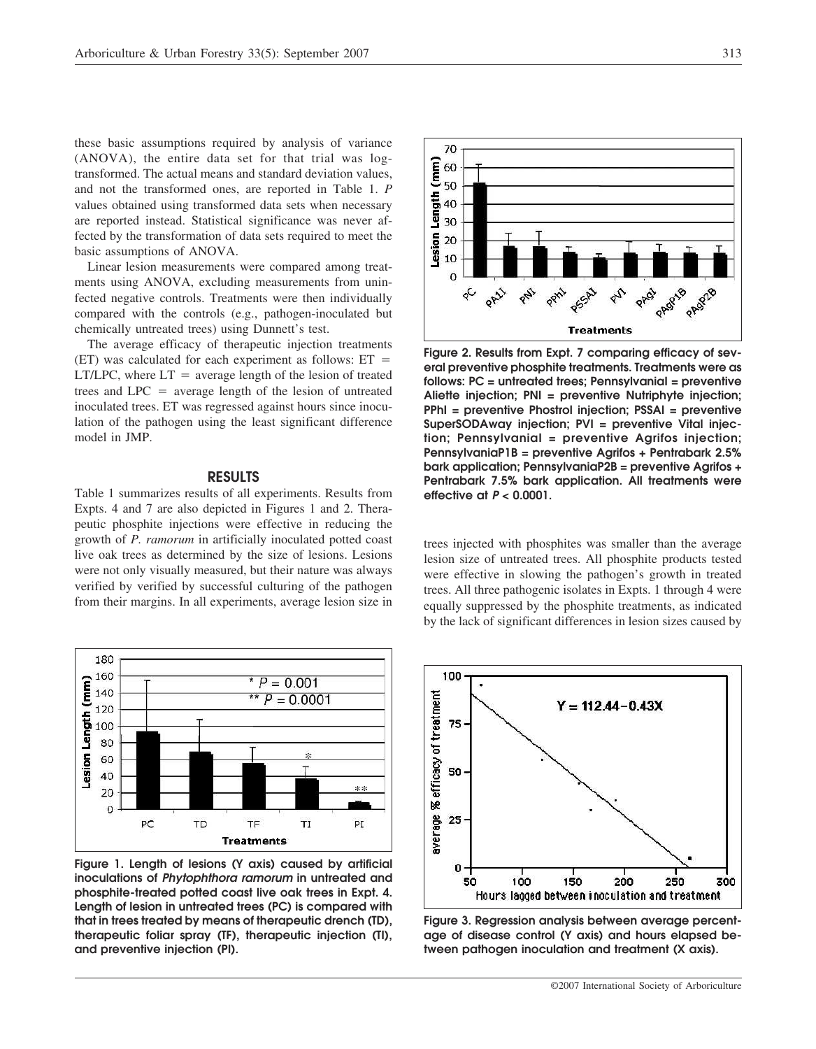these basic assumptions required by analysis of variance (ANOVA), the entire data set for that trial was log-transformed. The actual means and standard deviation values, and not the transformed ones, are reported in Table 1. *P* values obtained using transformed data sets when necessary are reported instead. Statistical significance was never affected by the transformation of data sets required to meet the basic assumptions of ANOVA.

Linear lesion measurements were compared among treatments using ANOVA, excluding measurements from uninfected negative controls. Treatments were then individually compared with the controls (e.g., pathogen-inoculated but chemically untreated trees) using Dunnett's test.

The average efficacy of therapeutic injection treatments (ET) was calculated for each experiment as follows: $ET = LT/LPC$, where $LT$ = average length of the lesion of treated trees and $LPC$ = average length of the lesion of untreated inoculated trees. ET was regressed against hours since inoculation of the pathogen using the least significant difference model in JMP.

## RESULTS

Table 1 summarizes results of all experiments. Results from Expts. 4 and 7 are also depicted in Figures 1 and 2. Therapeutic phosphite injections were effective in reducing the growth of *P. ramorum* in artificially inoculated potted coast live oak trees as determined by the size of lesions. Lesions were not only visually measured, but their nature was always verified by verified by successful culturing of the pathogen from their margins. In all experiments, average lesion size in trees injected with phosphites was smaller than the average lesion size of untreated trees. All phosphite products tested were effective in slowing the pathogen's growth in treated trees. All three pathogenic isolates in Expts. 1 through 4 were equally suppressed by the phosphite treatments, as indicated by the lack of significant differences in lesion sizes caused by

Lesion Length (mm)
* $P = 0.001$
** $P = 0.0001$
PC TD TF TI PI
Treatments

Figure 1. Length of lesions (Y axis) caused by artificial inoculations of *Phytophthora ramorum* in untreated and phosphite-treated potted coast live oak trees in Expt. 4. Length of lesion in untreated trees (PC) is compared with that in trees treated by means of therapeutic drench (TD), therapeutic foliar spray (TF), therapeutic injection (TI), and preventive injection (PI).

Lesion Length (mm)
PC PAlI PNI PPhI PSSAI PVI PAgI PAgP1B PAgP2B
Treatments

Figure 2. Results from Expt. 7 comparing efficacy of several preventive phosphite treatments. Treatments were as follows: PC = untreated trees; Pennsylvanial = preventive Aliette injection; PNI = preventive Nutriphyte injection; PPhI = preventive Phostrol injection; PSSAI = preventive SuperSODAway injection; PVI = preventive Vital injection; Pennsylvanial = preventive Agrifos injection; PennsylvaniaP1B = preventive Agrifos + Pentrabark 2.5% bark application; PennsylvaniaP2B = preventive Agrifos + Pentrabark 7.5% bark application. All treatments were effective at $P < 0.0001$.

average % efficacy of treatment
$Y = 112.44 - 0.43X$
Hours lagged between inoculation and treatment

Figure 3. Regression analysis between average percentage of disease control (Y axis) and hours elapsed between pathogen inoculation and treatment (X axis).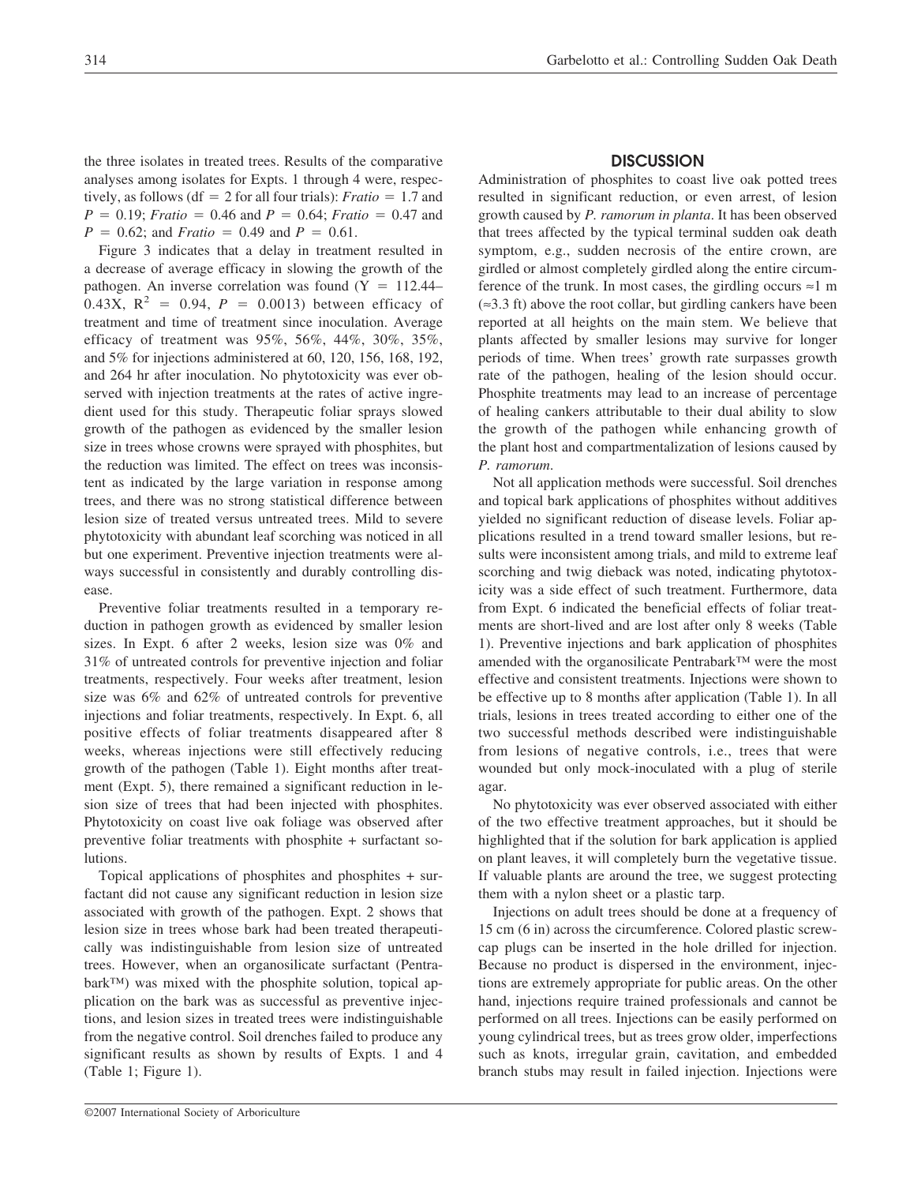the three isolates in treated trees. Results of the comparative analyses among isolates for Expts. 1 through 4 were, respectively, as follows (df = 2 for all four trials): $Fratio = 1.7$ and $P = 0.19$; $Fratio = 0.46$ and $P = 0.64$; $Fratio = 0.47$ and $P = 0.62$; and $Fratio = 0.49$ and $P = 0.61$.

Figure 3 indicates that a delay in treatment resulted in a decrease of average efficacy in slowing the growth of the pathogen. An inverse correlation was found ($Y = 112.44–0.43X$, $R^2 = 0.94$, $P = 0.0013$) between efficacy of treatment and time of treatment since inoculation. Average efficacy of treatment was 95%, 56%, 44%, 30%, 35%, and 5% for injections administered at 60, 120, 156, 168, 192, and 264 hr after inoculation. No phytotoxicity was ever observed with injection treatments at the rates of active ingredient used for this study. Therapeutic foliar sprays slowed growth of the pathogen as evidenced by the smaller lesion size in trees whose crowns were sprayed with phosphites, but the reduction was limited. The effect on trees was inconsistent as indicated by the large variation in response among trees, and there was no strong statistical difference between lesion size of treated versus untreated trees. Mild to severe phytotoxicity with abundant leaf scorching was noticed in all but one experiment. Preventive injection treatments were always successful in consistently and durably controlling disease.

Preventive foliar treatments resulted in a temporary reduction in pathogen growth as evidenced by smaller lesion sizes. In Expt. 6 after 2 weeks, lesion size was 0% and 31% of untreated controls for preventive injection and foliar treatments, respectively. Four weeks after treatment, lesion size was 6% and 62% of untreated controls for preventive injections and foliar treatments, respectively. In Expt. 6, all positive effects of foliar treatments disappeared after 8 weeks, whereas injections were still effectively reducing growth of the pathogen (Table 1). Eight months after treatment (Expt. 5), there remained a significant reduction in lesion size of trees that had been injected with phosphites. Phytotoxicity on coast live oak foliage was observed after preventive foliar treatments with phosphite + surfactant solutions.

Topical applications of phosphites and phosphites + surfactant did not cause any significant reduction in lesion size associated with growth of the pathogen. Expt. 2 shows that lesion size in trees whose bark had been treated therapeutically was indistinguishable from lesion size of untreated trees. However, when an organosilicate surfactant (Pentrabark™) was mixed with the phosphite solution, topical application on the bark was as successful as preventive injections, and lesion sizes in treated trees were indistinguishable from the negative control. Soil drenches failed to produce any significant results as shown by results of Expts. 1 and 4 (Table 1; Figure 1).

## DISCUSSION

Administration of phosphites to coast live oak potted trees resulted in significant reduction, or even arrest, of lesion growth caused by *P. ramorum in planta*. It has been observed that trees affected by the typical terminal sudden oak death symptom, e.g., sudden necrosis of the entire crown, are girdled or almost completely girdled along the entire circumference of the trunk. In most cases, the girdling occurs ≈1 m (≈3.3 ft) above the root collar, but girdling cankers have been reported at all heights on the main stem. We believe that plants affected by smaller lesions may survive for longer periods of time. When trees' growth rate surpasses growth rate of the pathogen, healing of the lesion should occur. Phosphite treatments may lead to an increase of percentage of healing cankers attributable to their dual ability to slow the growth of the pathogen while enhancing growth of the plant host and compartmentalization of lesions caused by *P. ramorum*.

Not all application methods were successful. Soil drenches and topical bark applications of phosphites without additives yielded no significant reduction of disease levels. Foliar applications resulted in a trend toward smaller lesions, but results were inconsistent among trials, and mild to extreme leaf scorching and twig dieback was noted, indicating phytotoxicity was a side effect of such treatment. Furthermore, data from Expt. 6 indicated the beneficial effects of foliar treatments are short-lived and are lost after only 8 weeks (Table 1). Preventive injections and bark application of phosphites amended with the organosilicate Pentrabark™ were the most effective and consistent treatments. Injections were shown to be effective up to 8 months after application (Table 1). In all trials, lesions in trees treated according to either one of the two successful methods described were indistinguishable from lesions of negative controls, i.e., trees that were wounded but only mock-inoculated with a plug of sterile agar.

No phytotoxicity was ever observed associated with either of the two effective treatment approaches, but it should be highlighted that if the solution for bark application is applied on plant leaves, it will completely burn the vegetative tissue. If valuable plants are around the tree, we suggest protecting them with a nylon sheet or a plastic tarp.

Injections on adult trees should be done at a frequency of 15 cm (6 in) across the circumference. Colored plastic screw-cap plugs can be inserted in the hole drilled for injection. Because no product is dispersed in the environment, injections are extremely appropriate for public areas. On the other hand, injections require trained professionals and cannot be performed on all trees. Injections can be easily performed on young cylindrical trees, but as trees grow older, imperfections such as knots, irregular grain, cavitation, and embedded branch stubs may result in failed injection. Injections were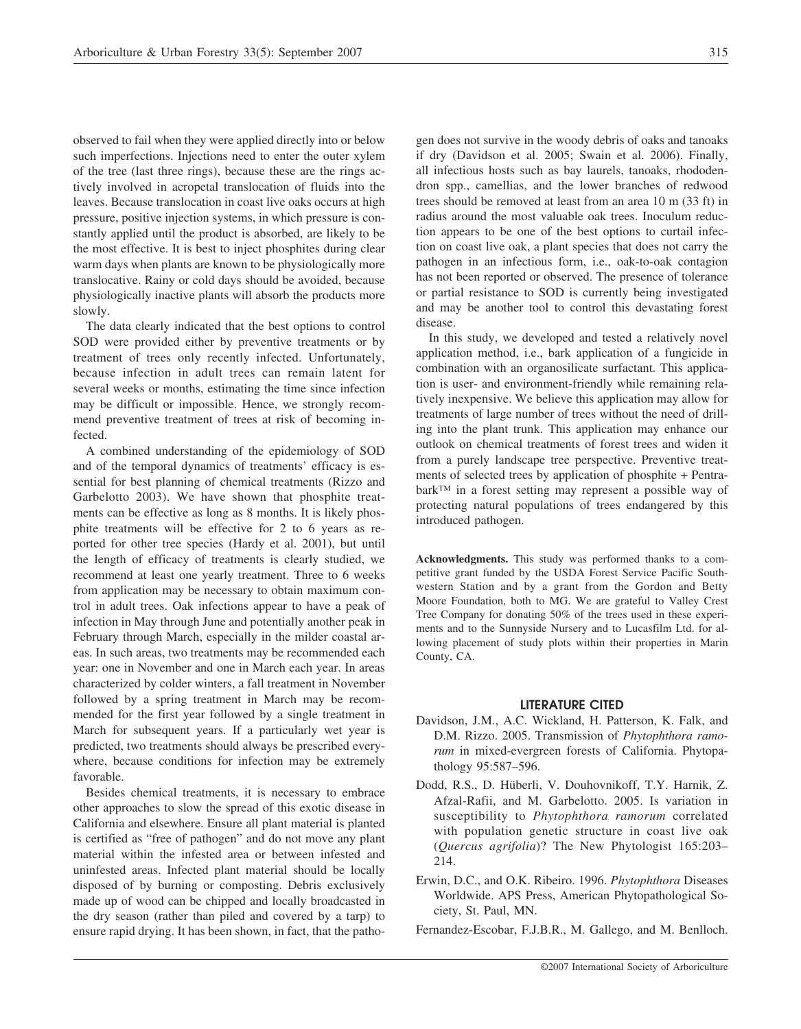observed to fail when they were applied directly into or below such imperfections. Injections need to enter the outer xylem of the tree (last three rings), because these are the rings actively involved in acropetal translocation of fluids into the leaves. Because translocation in coast live oaks occurs at high pressure, positive injection systems, in which pressure is constantly applied until the product is absorbed, are likely to be the most effective. It is best to inject phosphites during clear warm days when plants are known to be physiologically more translocative. Rainy or cold days should be avoided, because physiologically inactive plants will absorb the products more slowly.

The data clearly indicated that the best options to control SOD were provided either by preventive treatments or by treatment of trees only recently infected. Unfortunately, because infection in adult trees can remain latent for several weeks or months, estimating the time since infection may be difficult or impossible. Hence, we strongly recommend preventive treatment of trees at risk of becoming infected.

A combined understanding of the epidemiology of SOD and of the temporal dynamics of treatments' efficacy is essential for best planning of chemical treatments (Rizzo and Garbelotto 2003). We have shown that phosphite treatments can be effective as long as 8 months. It is likely phosphite treatments will be effective for 2 to 6 years as reported for other tree species (Hardy et al. 2001), but until the length of efficacy of treatments is clearly studied, we recommend at least one yearly treatment. Three to 6 weeks from application may be necessary to obtain maximum control in adult trees. Oak infections appear to have a peak of infection in May through June and potentially another peak in February through March, especially in the milder coastal areas. In such areas, two treatments may be recommended each year: one in November and one in March each year. In areas characterized by colder winters, a fall treatment in November followed by a spring treatment in March may be recommended for the first year followed by a single treatment in March for subsequent years. If a particularly wet year is predicted, two treatments should always be prescribed everywhere, because conditions for infection may be extremely favorable.

Besides chemical treatments, it is necessary to embrace other approaches to slow the spread of this exotic disease in California and elsewhere. Ensure all plant material is planted is certified as "free of pathogen" and do not move any plant material within the infested area or between infested and uninfested areas. Infected plant material should be locally disposed of by burning or composting. Debris exclusively made up of wood can be chipped and locally broadcasted in the dry season (rather than piled and covered by a tarp) to ensure rapid drying. It has been shown, in fact, that the pathogen does not survive in the woody debris of oaks and tanoaks if dry (Davidson et al. 2005; Swain et al. 2006). Finally, all infectious hosts such as bay laurels, tanoaks, rhododendron spp., camellias, and the lower branches of redwood trees should be removed at least from an area 10 m (33 ft) in radius around the most valuable oak trees. Inoculum reduction appears to be one of the best options to curtail infection on coast live oak, a plant species that does not carry the pathogen in an infectious form, i.e., oak-to-oak contagion has not been reported or observed. The presence of tolerance or partial resistance to SOD is currently being investigated and may be another tool to control this devastating forest disease.

In this study, we developed and tested a relatively novel application method, i.e., bark application of a fungicide in combination with an organosilicate surfactant. This application is user- and environment-friendly while remaining relatively inexpensive. We believe this application may allow for treatments of large number of trees without the need of drilling into the plant trunk. This application may enhance our outlook on chemical treatments of forest trees and widen it from a purely landscape tree perspective. Preventive treatments of selected trees by application of phosphite + Pentrabark™ in a forest setting may represent a possible way of protecting natural populations of trees endangered by this introduced pathogen.

**Acknowledgments.** This study was performed thanks to a competitive grant funded by the USDA Forest Service Pacific Southwestern Station and by a grant from the Gordon and Betty Moore Foundation, both to MG. We are grateful to Valley Crest Tree Company for donating 50% of the trees used in these experiments and to the Sunnyside Nursery and to Lucasfilm Ltd. for allowing placement of study plots within their properties in Marin County, CA.

## LITERATURE CITED

Davidson, J.M., A.C. Wickland, H. Patterson, K. Falk, and D.M. Rizzo. 2005. Transmission of *Phytophthora ramorum* in mixed-evergreen forests of California. Phytopathology 95:587–596.

Dodd, R.S., D. Hüberli, V. Douhovnikoff, T.Y. Harnik, Z. Afzal-Rafii, and M. Garbelotto. 2005. Is variation in susceptibility to *Phytophthora ramorum* correlated with population genetic structure in coast live oak (*Quercus agrifolia*)? The New Phytologist 165:203–214.

Erwin, D.C., and O.K. Ribeiro. 1996. *Phytophthora* Diseases Worldwide. APS Press, American Phytopathological Society, St. Paul, MN.

Fernandez-Escobar, F.J.B.R., M. Gallego, and M. Benlloch.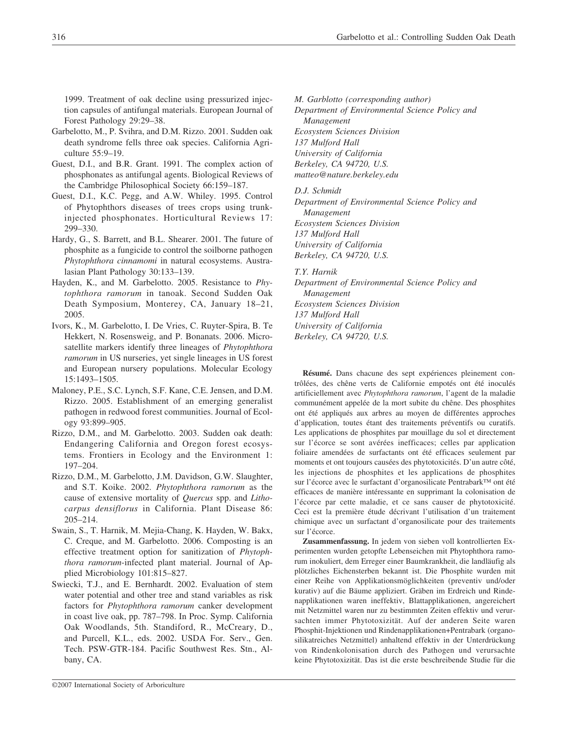1999. Treatment of oak decline using pressurized injection capsules of antifungal materials. European Journal of Forest Pathology 29:29–38.

Garbelotto, M., P. Svihra, and D.M. Rizzo. 2001. Sudden oak death syndrome fells three oak species. California Agriculture 55:9–19.

Guest, D.I., and B.R. Grant. 1991. The complex action of phosphonates as antifungal agents. Biological Reviews of the Cambridge Philosophical Society 66:159–187.

Guest, D.I., K.C. Pegg, and A.W. Whiley. 1995. Control of Phytophthors diseases of trees crops using trunk-injected phosphonates. Horticultural Reviews 17: 299–330.

Hardy, G., S. Barrett, and B.L. Shearer. 2001. The future of phosphite as a fungicide to control the soilborne pathogen *Phytophthora cinnamomi* in natural ecosystems. Australasian Plant Pathology 30:133–139.

Hayden, K., and M. Garbelotto. 2005. Resistance to *Phytophthora ramorum* in tanoak. Second Sudden Oak Death Symposium, Monterey, CA, January 18–21, 2005.

Ivors, K., M. Garbelotto, I. De Vries, C. Ruyter-Spira, B. Te Hekkert, N. Rosensweig, and P. Bonanats. 2006. Microsatellite markers identify three lineages of *Phytophthora ramorum* in US nurseries, yet single lineages in US forest and European nursery populations. Molecular Ecology 15:1493–1505.

Maloney, P.E., S.C. Lynch, S.F. Kane, C.E. Jensen, and D.M. Rizzo. 2005. Establishment of an emerging generalist pathogen in redwood forest communities. Journal of Ecology 93:899–905.

Rizzo, D.M., and M. Garbelotto. 2003. Sudden oak death: Endangering California and Oregon forest ecosystems. Frontiers in Ecology and the Environment 1: 197–204.

Rizzo, D.M., M. Garbelotto, J.M. Davidson, G.W. Slaughter, and S.T. Koike. 2002. *Phytophthora ramorum* as the cause of extensive mortality of *Quercus* spp. and *Lithocarpus densiflorus* in California. Plant Disease 86: 205–214.

Swain, S., T. Harnik, M. Mejia-Chang, K. Hayden, W. Bakx, C. Creque, and M. Garbelotto. 2006. Composting is an effective treatment option for sanitization of *Phytophthora ramorum*-infected plant material. Journal of Applied Microbiology 101:815–827.

Swiecki, T.J., and E. Bernhardt. 2002. Evaluation of stem water potential and other tree and stand variables as risk factors for *Phytophthora ramorum* canker development in coast live oak, pp. 787–798. In Proc. Symp. California Oak Woodlands, 5th. Standiford, R., McCreary, D., and Purcell, K.L., eds. 2002. USDA For. Serv., Gen. Tech. PSW-GTR-184. Pacific Southwest Res. Stn., Albany, CA.

*M. Garblotto (corresponding author)*
*Department of Environmental Science Policy and Management*
*Ecosystem Sciences Division*
*137 Mulford Hall*
*University of California*
*Berkeley, CA 94720, U.S.*
*matteo@nature.berkeley.edu*

*D.J. Schmidt*
*Department of Environmental Science Policy and Management*
*Ecosystem Sciences Division*
*137 Mulford Hall*
*University of California*
*Berkeley, CA 94720, U.S.*

*T.Y. Harnik*
*Department of Environmental Science Policy and Management*
*Ecosystem Sciences Division*
*137 Mulford Hall*
*University of California*
*Berkeley, CA 94720, U.S.*

**Résumé.** Dans chacune des sept expériences pleinement contrôlées, des chêne verts de Californie empotés ont été inoculés artificiellement avec *Phytophthora ramorum*, l'agent de la maladie communément appelée de la mort subite du chêne. Des phosphites ont été appliqués aux arbres au moyen de différentes approches d'application, toutes étant des traitements préventifs ou curatifs. Les applications de phosphites par mouillage du sol et directement sur l'écorce se sont avérées inefficaces; celles par application foliaire amendées de surfactants ont été efficaces seulement par moments et ont toujours causées des phytotoxicités. D'un autre côté, les injections de phosphites et les applications de phosphites sur l'écorce avec le surfactant d'organosilicate Pentrabark™ ont été efficaces de manière intéressante en supprimant la colonisation de l'écorce par cette maladie, et ce sans causer de phytotoxicité. Ceci est la première étude décrivant l'utilisation d'un traitement chimique avec un surfactant d'organosilicate pour des traitements sur l'écorce.

**Zusammenfassung.** In jedem von sieben voll kontrollierten Experimenten wurden getopfte Lebenseichen mit Phytophthora ramorum inokuliert, dem Erreger einer Baumkrankheit, die landläufig als plötzliches Eichensterben bekannt ist. Die Phosphite wurden mit einer Reihe von Applikationsmöglichkeiten (preventiv und/oder kurativ) auf die Bäume appliziert. Gräben im Erdreich und Rindenapplikationen waren ineffektiv, Blattapplikationen, angereichert mit Netzmittel waren nur zu bestimmten Zeiten effektiv und verursachten immer Phytotoxizität. Auf der anderen Seite waren Phosphit-Injektionen und Rindenapplikationen+Pentrabark (organosilikatreiches Netzmittel) anhaltend effektiv in der Unterdrückung von Rindenkolonisation durch des Pathogen und verursachte keine Phytotoxizität. Das ist die erste beschreibende Studie für die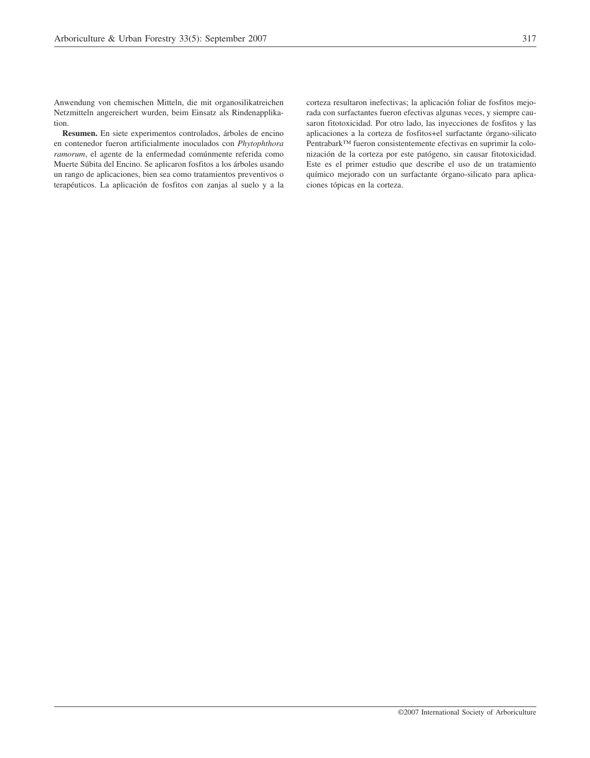Anwendung von chemischen Mitteln, die mit organosilikatreichen Netzmitteln angereichert wurden, beim Einsatz als Rindenapplikation.

**Resumen.** En siete experimentos controlados, árboles de encino en contenedor fueron artificialmente inoculados con *Phytophthora ramorum*, el agente de la enfermedad comúnmente referida como Muerte Súbita del Encino. Se aplicaron fosfitos a los árboles usando un rango de aplicaciones, bien sea como tratamientos preventivos o terapéuticos. La aplicación de fosfitos con zanjas al suelo y a la corteza resultaron inefectivas; la aplicación foliar de fosfitos mejorada con surfactantes fueron efectivas algunas veces, y siempre causaron fitotoxicidad. Por otro lado, las inyecciones de fosfitos y las aplicaciones a la corteza de fosfitos+el surfactante órgano-silicato Pentrabark™ fueron consistentemente efectivas en suprimir la colonización de la corteza por este patógeno, sin causar fitotoxicidad. Este es el primer estudio que describe el uso de un tratamiento químico mejorado con un surfactante órgano-silicato para aplicaciones tópicas en la corteza.